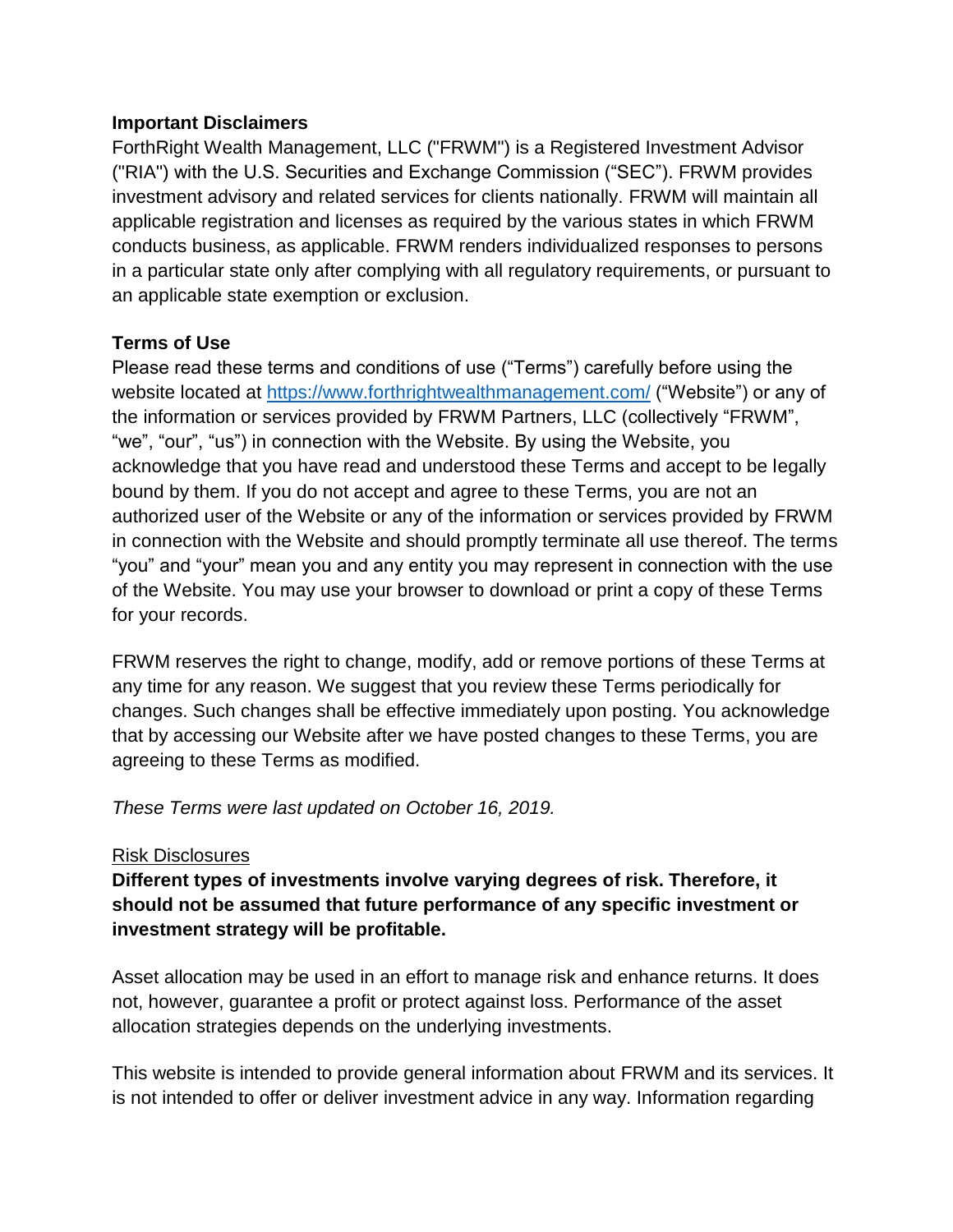**Important Disclaimers**

ForthRight Wealth Management, LLC ("FRWM") is a Registered Investment Advisor ("RIA") with the U.S. Securities and Exchange Commission ("SEC"). FRWM provides investment advisory and related services for clients nationally. FRWM will maintain all applicable registration and licenses as required by the various states in which FRWM conducts business, as applicable. FRWM renders individualized responses to persons in a particular state only after complying with all regulatory requirements, or pursuant to an applicable state exemption or exclusion.

**Terms of Use**

Please read these terms and conditions of use ("Terms") carefully before using the website located at [https://www.forthrightwealthmanagement.com/](https://www.forthrightwealthmanagement.com/) ("Website") or any of the information or services provided by FRWM Partners, LLC (collectively "FRWM", "we", "our", "us") in connection with the Website. By using the Website, you acknowledge that you have read and understood these Terms and accept to be legally bound by them. If you do not accept and agree to these Terms, you are not an authorized user of the Website or any of the information or services provided by FRWM in connection with the Website and should promptly terminate all use thereof. The terms "you" and "your" mean you and any entity you may represent in connection with the use of the Website. You may use your browser to download or print a copy of these Terms for your records.

FRWM reserves the right to change, modify, add or remove portions of these Terms at any time for any reason. We suggest that you review these Terms periodically for changes. Such changes shall be effective immediately upon posting. You acknowledge that by accessing our Website after we have posted changes to these Terms, you are agreeing to these Terms as modified.

*These Terms were last updated on October 16, 2019.*

<u>Risk Disclosures</u>

**Different types of investments involve varying degrees of risk. Therefore, it should not be assumed that future performance of any specific investment or investment strategy will be profitable.**

Asset allocation may be used in an effort to manage risk and enhance returns. It does not, however, guarantee a profit or protect against loss. Performance of the asset allocation strategies depends on the underlying investments.

This website is intended to provide general information about FRWM and its services. It is not intended to offer or deliver investment advice in any way. Information regarding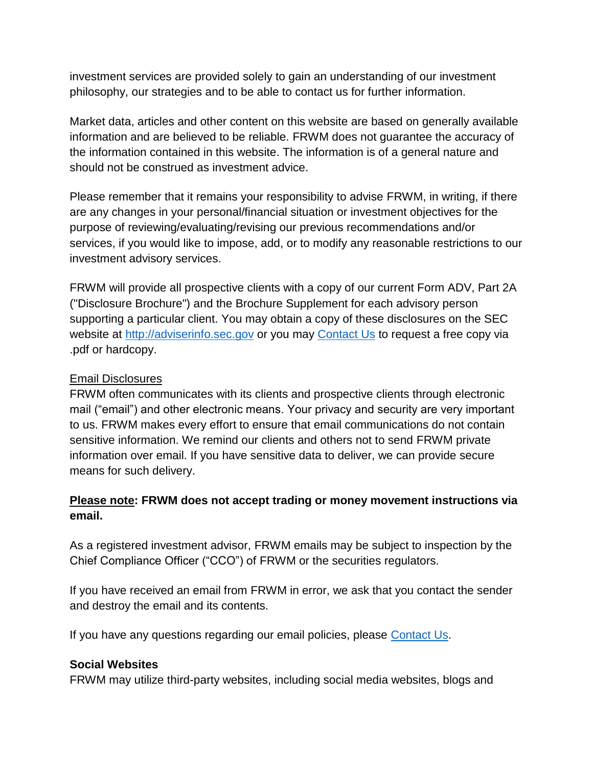investment services are provided solely to gain an understanding of our investment philosophy, our strategies and to be able to contact us for further information.

Market data, articles and other content on this website are based on generally available information and are believed to be reliable. FRWM does not guarantee the accuracy of the information contained in this website. The information is of a general nature and should not be construed as investment advice.

Please remember that it remains your responsibility to advise FRWM, in writing, if there are any changes in your personal/financial situation or investment objectives for the purpose of reviewing/evaluating/revising our previous recommendations and/or services, if you would like to impose, add, or to modify any reasonable restrictions to our investment advisory services.

FRWM will provide all prospective clients with a copy of our current Form ADV, Part 2A ("Disclosure Brochure") and the Brochure Supplement for each advisory person supporting a particular client. You may obtain a copy of these disclosures on the SEC website at [http://adviserinfo.sec.gov](http://adviserinfo.sec.gov) or you may Contact Us to request a free copy via .pdf or hardcopy.

Email Disclosures

FRWM often communicates with its clients and prospective clients through electronic mail ("email") and other electronic means. Your privacy and security are very important to us. FRWM makes every effort to ensure that email communications do not contain sensitive information. We remind our clients and others not to send FRWM private information over email. If you have sensitive data to deliver, we can provide secure means for such delivery.

**Please note: FRWM does not accept trading or money movement instructions via email.**

As a registered investment advisor, FRWM emails may be subject to inspection by the Chief Compliance Officer ("CCO") of FRWM or the securities regulators.

If you have received an email from FRWM in error, we ask that you contact the sender and destroy the email and its contents.

If you have any questions regarding our email policies, please Contact Us.

**Social Websites**

FRWM may utilize third-party websites, including social media websites, blogs and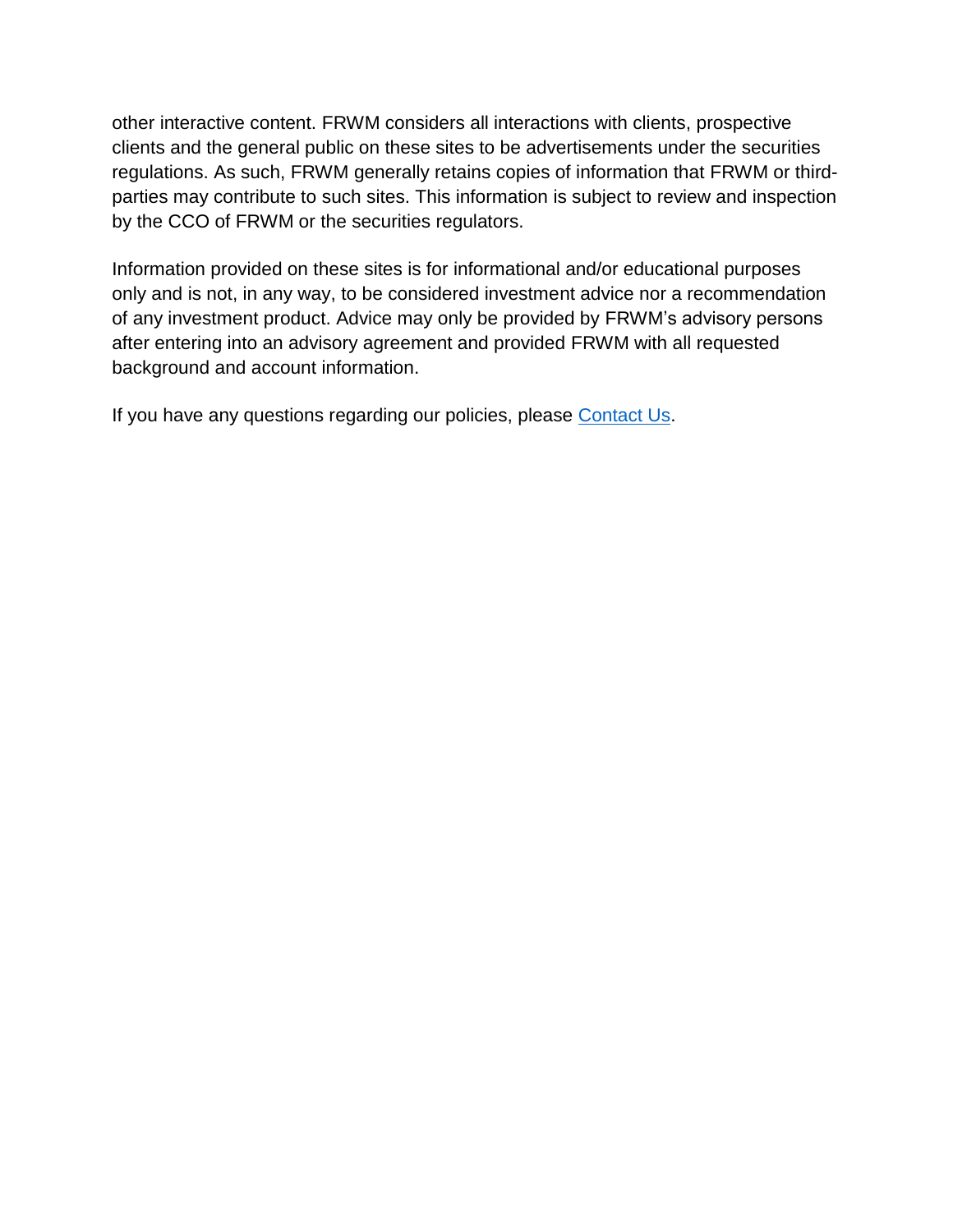other interactive content. FRWM considers all interactions with clients, prospective clients and the general public on these sites to be advertisements under the securities regulations. As such, FRWM generally retains copies of information that FRWM or third-parties may contribute to such sites. This information is subject to review and inspection by the CCO of FRWM or the securities regulators.

Information provided on these sites is for informational and/or educational purposes only and is not, in any way, to be considered investment advice nor a recommendation of any investment product. Advice may only be provided by FRWM's advisory persons after entering into an advisory agreement and provided FRWM with all requested background and account information.

If you have any questions regarding our policies, please Contact Us.